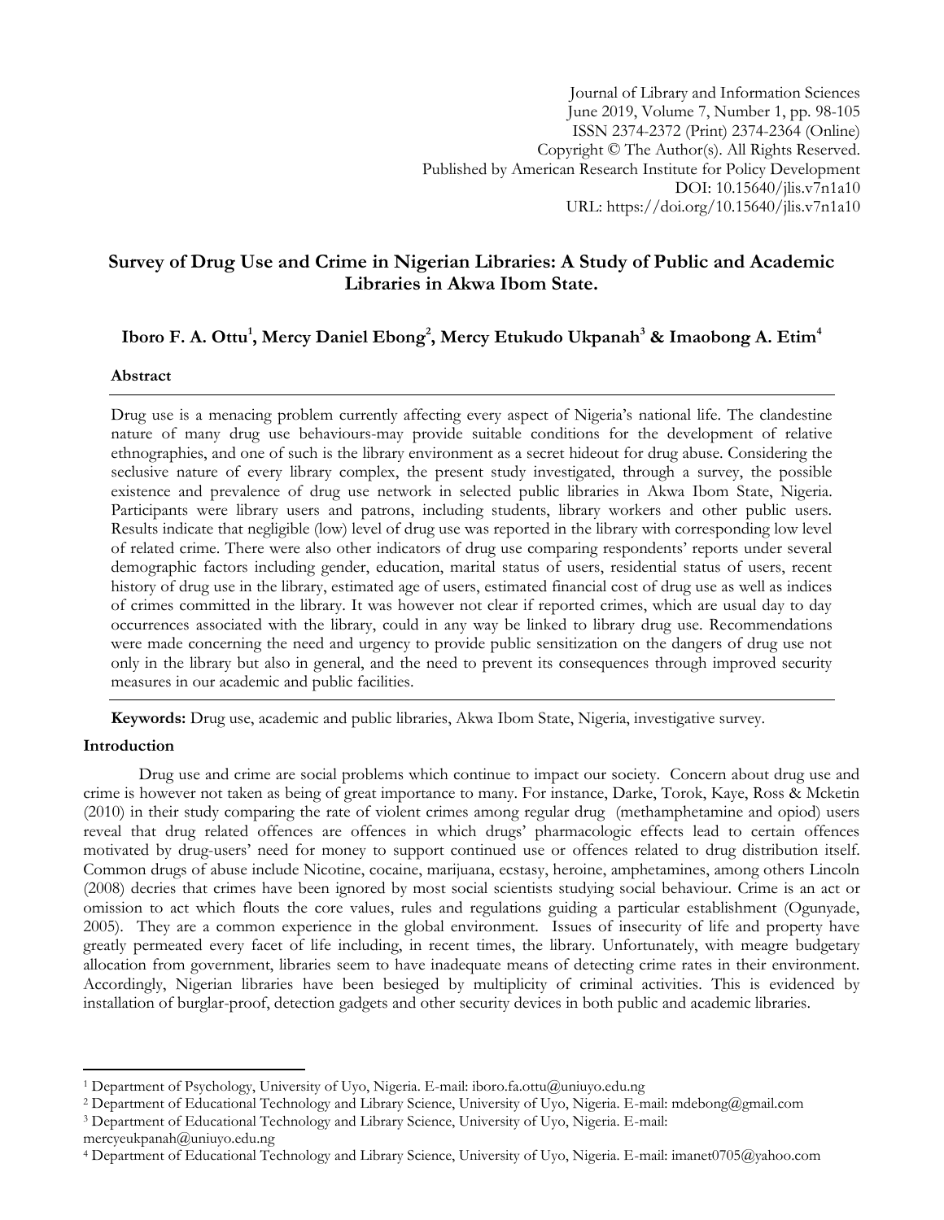Journal of Library and Information Sciences
June 2019, Volume 7, Number 1, pp. 98-105
ISSN 2374-2372 (Print) 2374-2364 (Online)
Copyright © The Author(s). All Rights Reserved.
Published by American Research Institute for Policy Development
DOI: 10.15640/jlis.v7n1a10
URL: https://doi.org/10.15640/jlis.v7n1a10

# Survey of Drug Use and Crime in Nigerian Libraries: A Study of Public and Academic Libraries in Akwa Ibom State.

**Iboro F. A. Ottu[1], Mercy Daniel Ebong[2], Mercy Etukudo Ukpanah[3] & Imaobong A. Etim[4]**

## Abstract

Drug use is a menacing problem currently affecting every aspect of Nigeria's national life. The clandestine nature of many drug use behaviours-may provide suitable conditions for the development of relative ethnographies, and one of such is the library environment as a secret hideout for drug abuse. Considering the seclusive nature of every library complex, the present study investigated, through a survey, the possible existence and prevalence of drug use network in selected public libraries in Akwa Ibom State, Nigeria. Participants were library users and patrons, including students, library workers and other public users. Results indicate that negligible (low) level of drug use was reported in the library with corresponding low level of related crime. There were also other indicators of drug use comparing respondents' reports under several demographic factors including gender, education, marital status of users, residential status of users, recent history of drug use in the library, estimated age of users, estimated financial cost of drug use as well as indices of crimes committed in the library. It was however not clear if reported crimes, which are usual day to day occurrences associated with the library, could in any way be linked to library drug use. Recommendations were made concerning the need and urgency to provide public sensitization on the dangers of drug use not only in the library but also in general, and the need to prevent its consequences through improved security measures in our academic and public facilities.

**Keywords:** Drug use, academic and public libraries, Akwa Ibom State, Nigeria, investigative survey.

## Introduction

Drug use and crime are social problems which continue to impact our society. Concern about drug use and crime is however not taken as being of great importance to many. For instance, Darke, Torok, Kaye, Ross & Mcketin (2010) in their study comparing the rate of violent crimes among regular drug (methamphetamine and opiod) users reveal that drug related offences are offences in which drugs' pharmacologic effects lead to certain offences motivated by drug-users' need for money to support continued use or offences related to drug distribution itself. Common drugs of abuse include Nicotine, cocaine, marijuana, ecstasy, heroine, amphetamines, among others Lincoln (2008) decries that crimes have been ignored by most social scientists studying social behaviour. Crime is an act or omission to act which flouts the core values, rules and regulations guiding a particular establishment (Ogunyade, 2005). They are a common experience in the global environment. Issues of insecurity of life and property have greatly permeated every facet of life including, in recent times, the library. Unfortunately, with meagre budgetary allocation from government, libraries seem to have inadequate means of detecting crime rates in their environment. Accordingly, Nigerian libraries have been besieged by multiplicity of criminal activities. This is evidenced by installation of burglar-proof, detection gadgets and other security devices in both public and academic libraries.

---

[1] Department of Psychology, University of Uyo, Nigeria. E-mail: iboro.fa.ottu@uniuyo.edu.ng

[2] Department of Educational Technology and Library Science, University of Uyo, Nigeria. E-mail: mdebong@gmail.com

[3] Department of Educational Technology and Library Science, University of Uyo, Nigeria. E-mail: mercyeukpanah@uniuyo.edu.ng

[4] Department of Educational Technology and Library Science, University of Uyo, Nigeria. E-mail: imanet0705@yahoo.com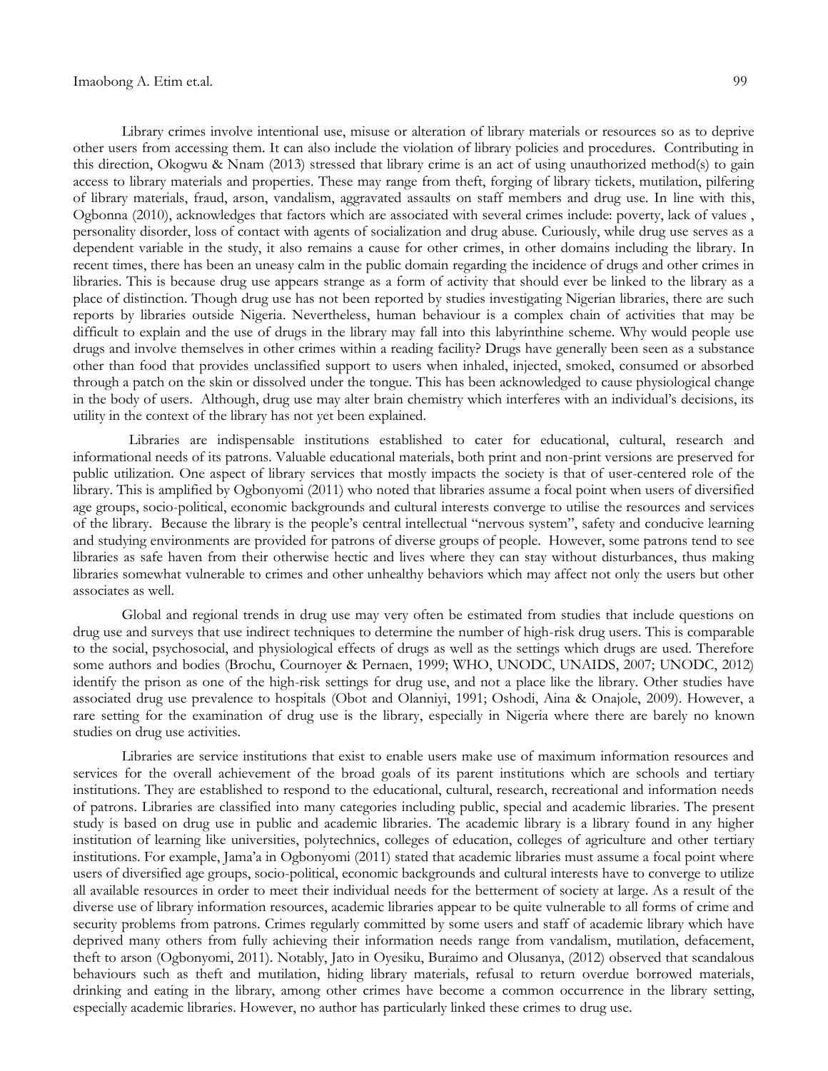Library crimes involve intentional use, misuse or alteration of library materials or resources so as to deprive other users from accessing them. It can also include the violation of library policies and procedures. Contributing in this direction, Okogwu & Nnam (2013) stressed that library crime is an act of using unauthorized method(s) to gain access to library materials and properties. These may range from theft, forging of library tickets, mutilation, pilfering of library materials, fraud, arson, vandalism, aggravated assaults on staff members and drug use. In line with this, Ogbonna (2010), acknowledges that factors which are associated with several crimes include: poverty, lack of values , personality disorder, loss of contact with agents of socialization and drug abuse. Curiously, while drug use serves as a dependent variable in the study, it also remains a cause for other crimes, in other domains including the library. In recent times, there has been an uneasy calm in the public domain regarding the incidence of drugs and other crimes in libraries. This is because drug use appears strange as a form of activity that should ever be linked to the library as a place of distinction. Though drug use has not been reported by studies investigating Nigerian libraries, there are such reports by libraries outside Nigeria. Nevertheless, human behaviour is a complex chain of activities that may be difficult to explain and the use of drugs in the library may fall into this labyrinthine scheme. Why would people use drugs and involve themselves in other crimes within a reading facility? Drugs have generally been seen as a substance other than food that provides unclassified support to users when inhaled, injected, smoked, consumed or absorbed through a patch on the skin or dissolved under the tongue. This has been acknowledged to cause physiological change in the body of users. Although, drug use may alter brain chemistry which interferes with an individual's decisions, its utility in the context of the library has not yet been explained.

Libraries are indispensable institutions established to cater for educational, cultural, research and informational needs of its patrons. Valuable educational materials, both print and non-print versions are preserved for public utilization. One aspect of library services that mostly impacts the society is that of user-centered role of the library. This is amplified by Ogbonyomi (2011) who noted that libraries assume a focal point when users of diversified age groups, socio-political, economic backgrounds and cultural interests converge to utilise the resources and services of the library. Because the library is the people's central intellectual "nervous system", safety and conducive learning and studying environments are provided for patrons of diverse groups of people. However, some patrons tend to see libraries as safe haven from their otherwise hectic and lives where they can stay without disturbances, thus making libraries somewhat vulnerable to crimes and other unhealthy behaviors which may affect not only the users but other associates as well.

Global and regional trends in drug use may very often be estimated from studies that include questions on drug use and surveys that use indirect techniques to determine the number of high-risk drug users. This is comparable to the social, psychosocial, and physiological effects of drugs as well as the settings which drugs are used. Therefore some authors and bodies (Brochu, Cournoyer & Pernaen, 1999; WHO, UNODC, UNAIDS, 2007; UNODC, 2012) identify the prison as one of the high-risk settings for drug use, and not a place like the library. Other studies have associated drug use prevalence to hospitals (Obot and Olanniyi, 1991; Oshodi, Aina & Onajole, 2009). However, a rare setting for the examination of drug use is the library, especially in Nigeria where there are barely no known studies on drug use activities.

Libraries are service institutions that exist to enable users make use of maximum information resources and services for the overall achievement of the broad goals of its parent institutions which are schools and tertiary institutions. They are established to respond to the educational, cultural, research, recreational and information needs of patrons. Libraries are classified into many categories including public, special and academic libraries. The present study is based on drug use in public and academic libraries. The academic library is a library found in any higher institution of learning like universities, polytechnics, colleges of education, colleges of agriculture and other tertiary institutions. For example, Jama'a in Ogbonyomi (2011) stated that academic libraries must assume a focal point where users of diversified age groups, socio-political, economic backgrounds and cultural interests have to converge to utilize all available resources in order to meet their individual needs for the betterment of society at large. As a result of the diverse use of library information resources, academic libraries appear to be quite vulnerable to all forms of crime and security problems from patrons. Crimes regularly committed by some users and staff of academic library which have deprived many others from fully achieving their information needs range from vandalism, mutilation, defacement, theft to arson (Ogbonyomi, 2011). Notably, Jato in Oyesiku, Buraimo and Olusanya, (2012) observed that scandalous behaviours such as theft and mutilation, hiding library materials, refusal to return overdue borrowed materials, drinking and eating in the library, among other crimes have become a common occurrence in the library setting, especially academic libraries. However, no author has particularly linked these crimes to drug use.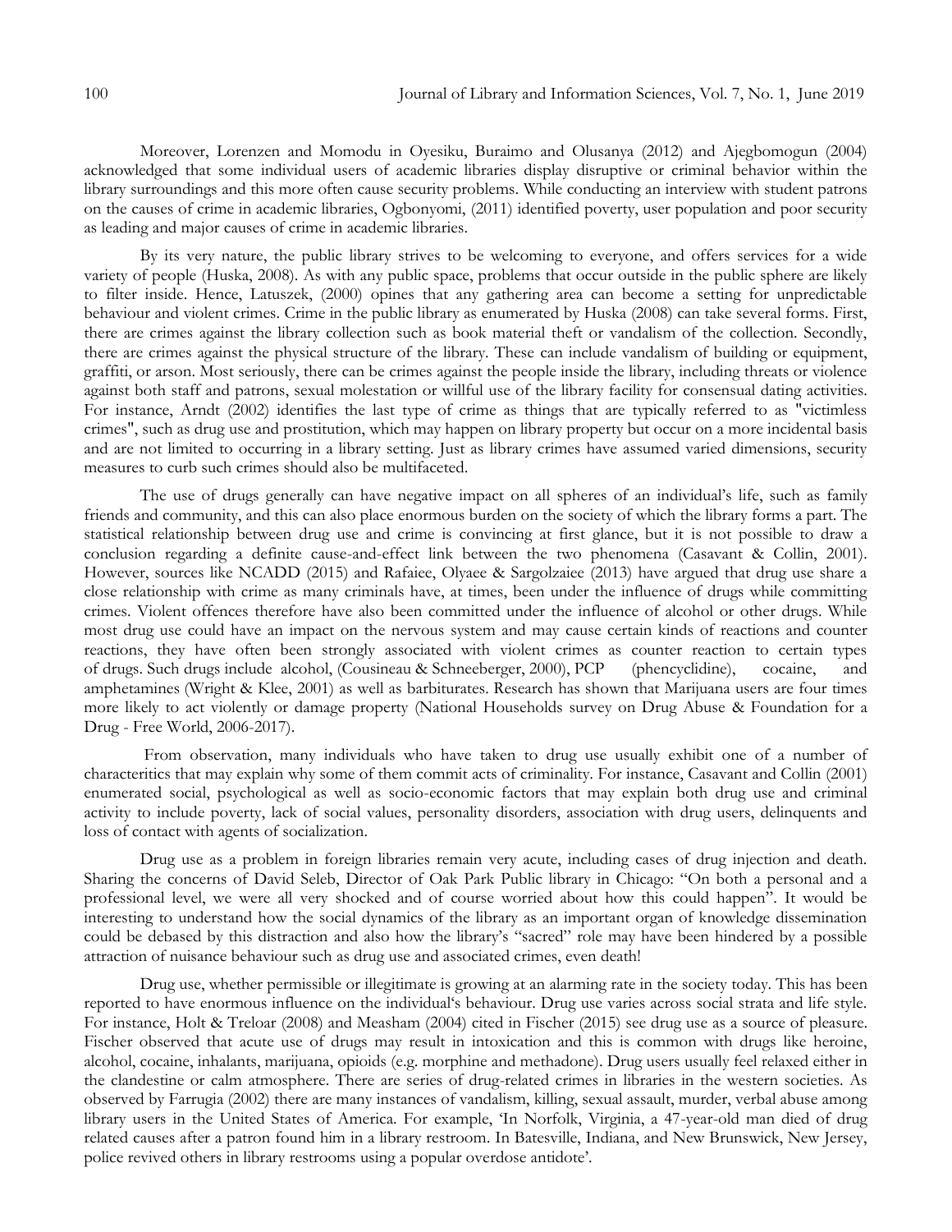Moreover, Lorenzen and Momodu in Oyesiku, Buraimo and Olusanya (2012) and Ajegbomogun (2004) acknowledged that some individual users of academic libraries display disruptive or criminal behavior within the library surroundings and this more often cause security problems. While conducting an interview with student patrons on the causes of crime in academic libraries, Ogbonyomi, (2011) identified poverty, user population and poor security as leading and major causes of crime in academic libraries.

By its very nature, the public library strives to be welcoming to everyone, and offers services for a wide variety of people (Huska, 2008). As with any public space, problems that occur outside in the public sphere are likely to filter inside. Hence, Latuszek, (2000) opines that any gathering area can become a setting for unpredictable behaviour and violent crimes. Crime in the public library as enumerated by Huska (2008) can take several forms. First, there are crimes against the library collection such as book material theft or vandalism of the collection. Secondly, there are crimes against the physical structure of the library. These can include vandalism of building or equipment, graffiti, or arson. Most seriously, there can be crimes against the people inside the library, including threats or violence against both staff and patrons, sexual molestation or willful use of the library facility for consensual dating activities. For instance, Arndt (2002) identifies the last type of crime as things that are typically referred to as "victimless crimes", such as drug use and prostitution, which may happen on library property but occur on a more incidental basis and are not limited to occurring in a library setting. Just as library crimes have assumed varied dimensions, security measures to curb such crimes should also be multifaceted.

The use of drugs generally can have negative impact on all spheres of an individual's life, such as family friends and community, and this can also place enormous burden on the society of which the library forms a part. The statistical relationship between drug use and crime is convincing at first glance, but it is not possible to draw a conclusion regarding a definite cause-and-effect link between the two phenomena (Casavant & Collin, 2001). However, sources like NCADD (2015) and Rafaiee, Olyaee & Sargolzaiee (2013) have argued that drug use share a close relationship with crime as many criminals have, at times, been under the influence of drugs while committing crimes. Violent offences therefore have also been committed under the influence of alcohol or other drugs. While most drug use could have an impact on the nervous system and may cause certain kinds of reactions and counter reactions, they have often been strongly associated with violent crimes as counter reaction to certain types of drugs. Such drugs include alcohol, (Cousineau & Schneeberger, 2000), PCP (phencyclidine), cocaine, and amphetamines (Wright & Klee, 2001) as well as barbiturates. Research has shown that Marijuana users are four times more likely to act violently or damage property (National Households survey on Drug Abuse & Foundation for a Drug - Free World, 2006-2017).

From observation, many individuals who have taken to drug use usually exhibit one of a number of characteritics that may explain why some of them commit acts of criminality. For instance, Casavant and Collin (2001) enumerated social, psychological as well as socio-economic factors that may explain both drug use and criminal activity to include poverty, lack of social values, personality disorders, association with drug users, delinquents and loss of contact with agents of socialization.

Drug use as a problem in foreign libraries remain very acute, including cases of drug injection and death. Sharing the concerns of David Seleb, Director of Oak Park Public library in Chicago: "On both a personal and a professional level, we were all very shocked and of course worried about how this could happen". It would be interesting to understand how the social dynamics of the library as an important organ of knowledge dissemination could be debased by this distraction and also how the library's "sacred" role may have been hindered by a possible attraction of nuisance behaviour such as drug use and associated crimes, even death!

Drug use, whether permissible or illegitimate is growing at an alarming rate in the society today. This has been reported to have enormous influence on the individual's behaviour. Drug use varies across social strata and life style. For instance, Holt & Treloar (2008) and Measham (2004) cited in Fischer (2015) see drug use as a source of pleasure. Fischer observed that acute use of drugs may result in intoxication and this is common with drugs like heroine, alcohol, cocaine, inhalants, marijuana, opioids (e.g. morphine and methadone). Drug users usually feel relaxed either in the clandestine or calm atmosphere. There are series of drug-related crimes in libraries in the western societies. As observed by Farrugia (2002) there are many instances of vandalism, killing, sexual assault, murder, verbal abuse among library users in the United States of America. For example, 'In Norfolk, Virginia, a 47-year-old man died of drug related causes after a patron found him in a library restroom. In Batesville, Indiana, and New Brunswick, New Jersey, police revived others in library restrooms using a popular overdose antidote'.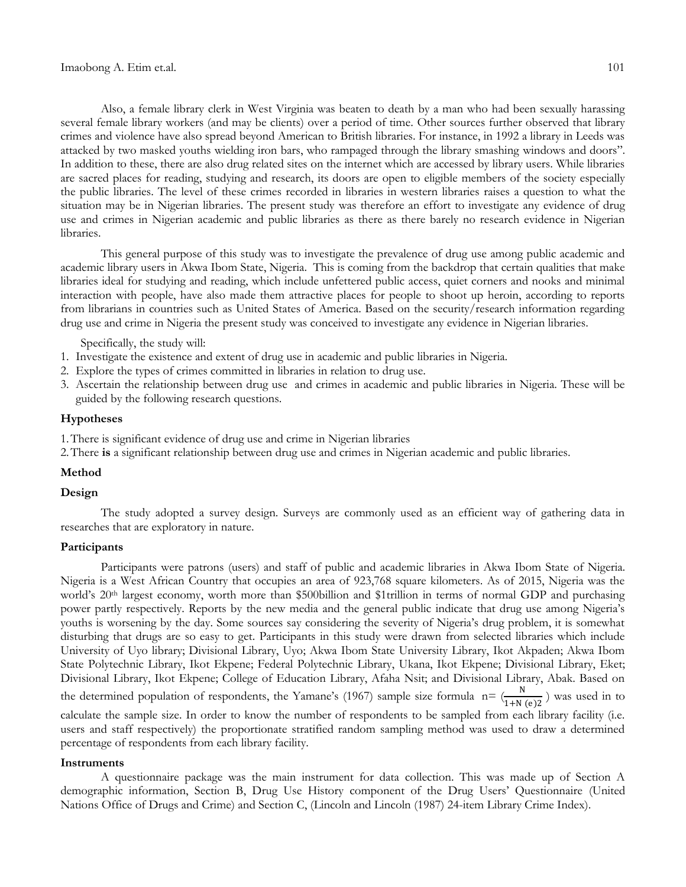Also, a female library clerk in West Virginia was beaten to death by a man who had been sexually harassing several female library workers (and may be clients) over a period of time. Other sources further observed that library crimes and violence have also spread beyond American to British libraries. For instance, in 1992 a library in Leeds was attacked by two masked youths wielding iron bars, who rampaged through the library smashing windows and doors". In addition to these, there are also drug related sites on the internet which are accessed by library users. While libraries are sacred places for reading, studying and research, its doors are open to eligible members of the society especially the public libraries. The level of these crimes recorded in libraries in western libraries raises a question to what the situation may be in Nigerian libraries. The present study was therefore an effort to investigate any evidence of drug use and crimes in Nigerian academic and public libraries as there as there barely no research evidence in Nigerian libraries.

This general purpose of this study was to investigate the prevalence of drug use among public academic and academic library users in Akwa Ibom State, Nigeria. This is coming from the backdrop that certain qualities that make libraries ideal for studying and reading, which include unfettered public access, quiet corners and nooks and minimal interaction with people, have also made them attractive places for people to shoot up heroin, according to reports from librarians in countries such as United States of America. Based on the security/research information regarding drug use and crime in Nigeria the present study was conceived to investigate any evidence in Nigerian libraries.

Specifically, the study will:

1. Investigate the existence and extent of drug use in academic and public libraries in Nigeria.
2. Explore the types of crimes committed in libraries in relation to drug use.
3. Ascertain the relationship between drug use and crimes in academic and public libraries in Nigeria. These will be guided by the following research questions.

### Hypotheses

1. There is significant evidence of drug use and crime in Nigerian libraries
2. There **is** a significant relationship between drug use and crimes in Nigerian academic and public libraries.

### Method

### Design

The study adopted a survey design. Surveys are commonly used as an efficient way of gathering data in researches that are exploratory in nature.

### Participants

Participants were patrons (users) and staff of public and academic libraries in Akwa Ibom State of Nigeria. Nigeria is a West African Country that occupies an area of 923,768 square kilometers. As of 2015, Nigeria was the world's 20th largest economy, worth more than $500billion and $1trillion in terms of normal GDP and purchasing power partly respectively. Reports by the new media and the general public indicate that drug use among Nigeria's youths is worsening by the day. Some sources say considering the severity of Nigeria's drug problem, it is somewhat disturbing that drugs are so easy to get. Participants in this study were drawn from selected libraries which include University of Uyo library; Divisional Library, Uyo; Akwa Ibom State University Library, Ikot Akpaden; Akwa Ibom State Polytechnic Library, Ikot Ekpene; Federal Polytechnic Library, Ukana, Ikot Ekpene; Divisional Library, Eket; Divisional Library, Ikot Ekpene; College of Education Library, Afaha Nsit; and Divisional Library, Abak. Based on the determined population of respondents, the Yamane's (1967) sample size formula $n = (\frac{N}{1+N(e)2})$ was used in to calculate the sample size. In order to know the number of respondents to be sampled from each library facility (i.e. users and staff respectively) the proportionate stratified random sampling method was used to draw a determined percentage of respondents from each library facility.

### Instruments

A questionnaire package was the main instrument for data collection. This was made up of Section A demographic information, Section B, Drug Use History component of the Drug Users' Questionnaire (United Nations Office of Drugs and Crime) and Section C, (Lincoln and Lincoln (1987) 24-item Library Crime Index).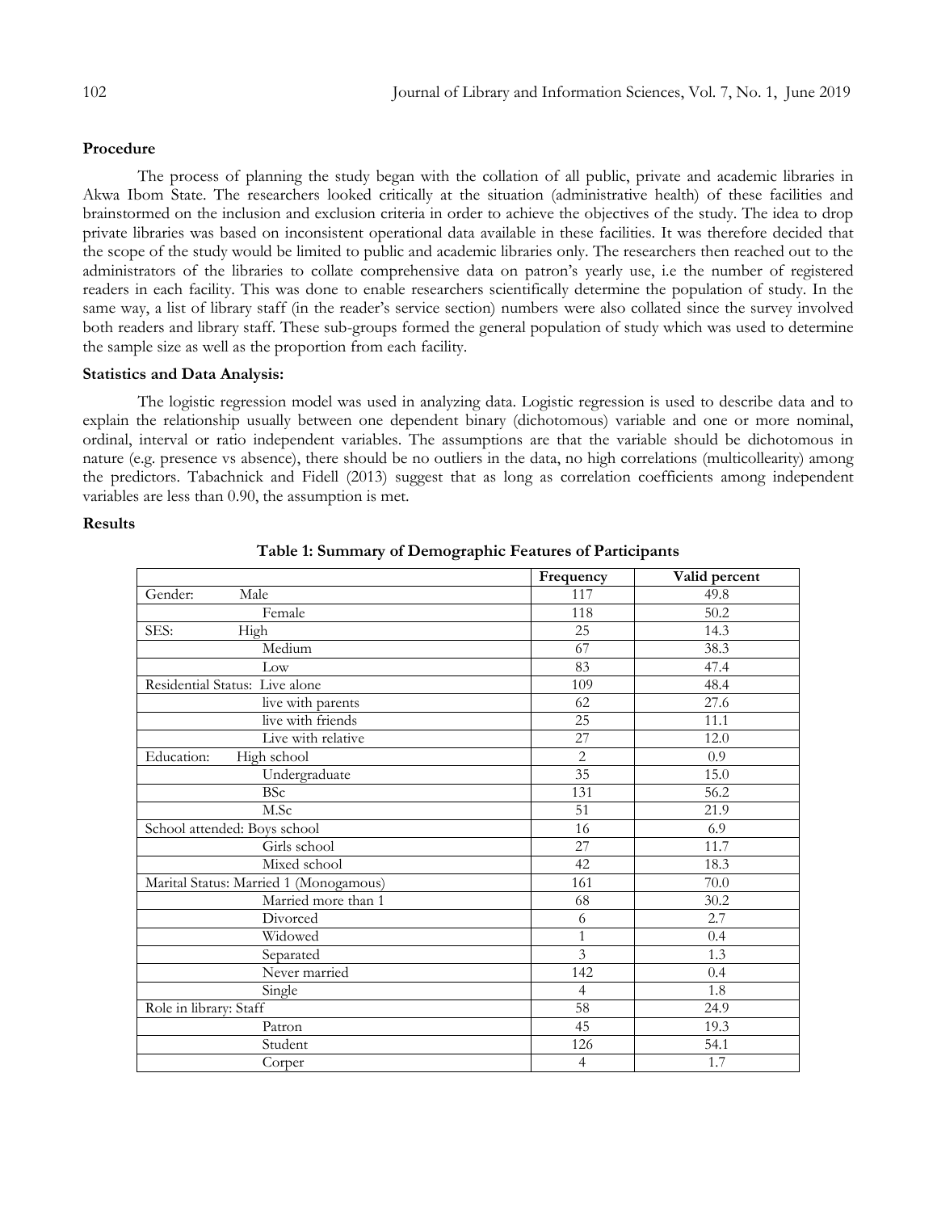**Procedure**

The process of planning the study began with the collation of all public, private and academic libraries in Akwa Ibom State. The researchers looked critically at the situation (administrative health) of these facilities and brainstormed on the inclusion and exclusion criteria in order to achieve the objectives of the study. The idea to drop private libraries was based on inconsistent operational data available in these facilities. It was therefore decided that the scope of the study would be limited to public and academic libraries only. The researchers then reached out to the administrators of the libraries to collate comprehensive data on patron's yearly use, i.e the number of registered readers in each facility. This was done to enable researchers scientifically determine the population of study. In the same way, a list of library staff (in the reader's service section) numbers were also collated since the survey involved both readers and library staff. These sub-groups formed the general population of study which was used to determine the sample size as well as the proportion from each facility.

**Statistics and Data Analysis:**

The logistic regression model was used in analyzing data. Logistic regression is used to describe data and to explain the relationship usually between one dependent binary (dichotomous) variable and one or more nominal, ordinal, interval or ratio independent variables. The assumptions are that the variable should be dichotomous in nature (e.g. presence vs absence), there should be no outliers in the data, no high correlations (multicollearity) among the predictors. Tabachnick and Fidell (2013) suggest that as long as correlation coefficients among independent variables are less than 0.90, the assumption is met.

**Results**

**Table 1: Summary of Demographic Features of Participants**

| | Frequency | Valid percent |
|---|---|---|
| Gender: Male | 117 | 49.8 |
| Female | 118 | 50.2 |
| SES: High | 25 | 14.3 |
| Medium | 67 | 38.3 |
| Low | 83 | 47.4 |
| Residential Status: Live alone | 109 | 48.4 |
| live with parents | 62 | 27.6 |
| live with friends | 25 | 11.1 |
| Live with relative | 27 | 12.0 |
| Education: High school | 2 | 0.9 |
| Undergraduate | 35 | 15.0 |
| BSc | 131 | 56.2 |
| M.Sc | 51 | 21.9 |
| School attended: Boys school | 16 | 6.9 |
| Girls school | 27 | 11.7 |
| Mixed school | 42 | 18.3 |
| Marital Status: Married 1 (Monogamous) | 161 | 70.0 |
| Married more than 1 | 68 | 30.2 |
| Divorced | 6 | 2.7 |
| Widowed | 1 | 0.4 |
| Separated | 3 | 1.3 |
| Never married | 142 | 0.4 |
| Single | 4 | 1.8 |
| Role in library: Staff | 58 | 24.9 |
| Patron | 45 | 19.3 |
| Student | 126 | 54.1 |
| Corper | 4 | 1.7 |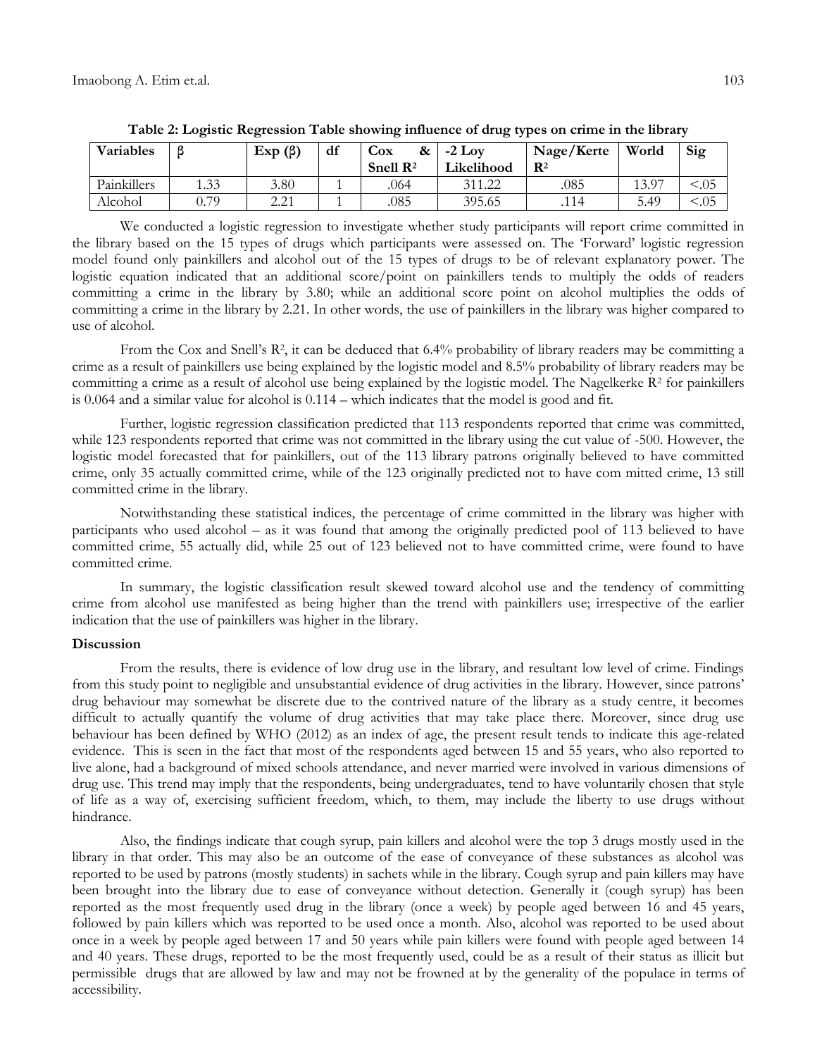**Table 2: Logistic Regression Table showing influence of drug types on crime in the library**

| Variables | β | Exp (β) | df | Cox & Snell $R^2$ | -2 Loy Likelihood | Nage/Kerte $R^2$ | World | Sig |
|---|---|---|---|---|---|---|---|---|
| Painkillers | 1.33 | 3.80 | 1 | .064 | 311.22 | .085 | 13.97 | <.05 |
| Alcohol | 0.79 | 2.21 | 1 | .085 | 395.65 | .114 | 5.49 | <.05 |

We conducted a logistic regression to investigate whether study participants will report crime committed in the library based on the 15 types of drugs which participants were assessed on. The 'Forward' logistic regression model found only painkillers and alcohol out of the 15 types of drugs to be of relevant explanatory power. The logistic equation indicated that an additional score/point on painkillers tends to multiply the odds of readers committing a crime in the library by 3.80; while an additional score point on alcohol multiplies the odds of committing a crime in the library by 2.21. In other words, the use of painkillers in the library was higher compared to use of alcohol.

From the Cox and Snell's $R^2$, it can be deduced that 6.4% probability of library readers may be committing a crime as a result of painkillers use being explained by the logistic model and 8.5% probability of library readers may be committing a crime as a result of alcohol use being explained by the logistic model. The Nagelkerke $R^2$ for painkillers is 0.064 and a similar value for alcohol is 0.114 – which indicates that the model is good and fit.

Further, logistic regression classification predicted that 113 respondents reported that crime was committed, while 123 respondents reported that crime was not committed in the library using the cut value of -500. However, the logistic model forecasted that for painkillers, out of the 113 library patrons originally believed to have committed crime, only 35 actually committed crime, while of the 123 originally predicted not to have com mitted crime, 13 still committed crime in the library.

Notwithstanding these statistical indices, the percentage of crime committed in the library was higher with participants who used alcohol – as it was found that among the originally predicted pool of 113 believed to have committed crime, 55 actually did, while 25 out of 123 believed not to have committed crime, were found to have committed crime.

In summary, the logistic classification result skewed toward alcohol use and the tendency of committing crime from alcohol use manifested as being higher than the trend with painkillers use; irrespective of the earlier indication that the use of painkillers was higher in the library.

## Discussion

From the results, there is evidence of low drug use in the library, and resultant low level of crime. Findings from this study point to negligible and unsubstantial evidence of drug activities in the library. However, since patrons' drug behaviour may somewhat be discrete due to the contrived nature of the library as a study centre, it becomes difficult to actually quantify the volume of drug activities that may take place there. Moreover, since drug use behaviour has been defined by WHO (2012) as an index of age, the present result tends to indicate this age-related evidence. This is seen in the fact that most of the respondents aged between 15 and 55 years, who also reported to live alone, had a background of mixed schools attendance, and never married were involved in various dimensions of drug use. This trend may imply that the respondents, being undergraduates, tend to have voluntarily chosen that style of life as a way of, exercising sufficient freedom, which, to them, may include the liberty to use drugs without hindrance.

Also, the findings indicate that cough syrup, pain killers and alcohol were the top 3 drugs mostly used in the library in that order. This may also be an outcome of the ease of conveyance of these substances as alcohol was reported to be used by patrons (mostly students) in sachets while in the library. Cough syrup and pain killers may have been brought into the library due to ease of conveyance without detection. Generally it (cough syrup) has been reported as the most frequently used drug in the library (once a week) by people aged between 16 and 45 years, followed by pain killers which was reported to be used once a month. Also, alcohol was reported to be used about once in a week by people aged between 17 and 50 years while pain killers were found with people aged between 14 and 40 years. These drugs, reported to be the most frequently used, could be as a result of their status as illicit but permissible drugs that are allowed by law and may not be frowned at by the generality of the populace in terms of accessibility.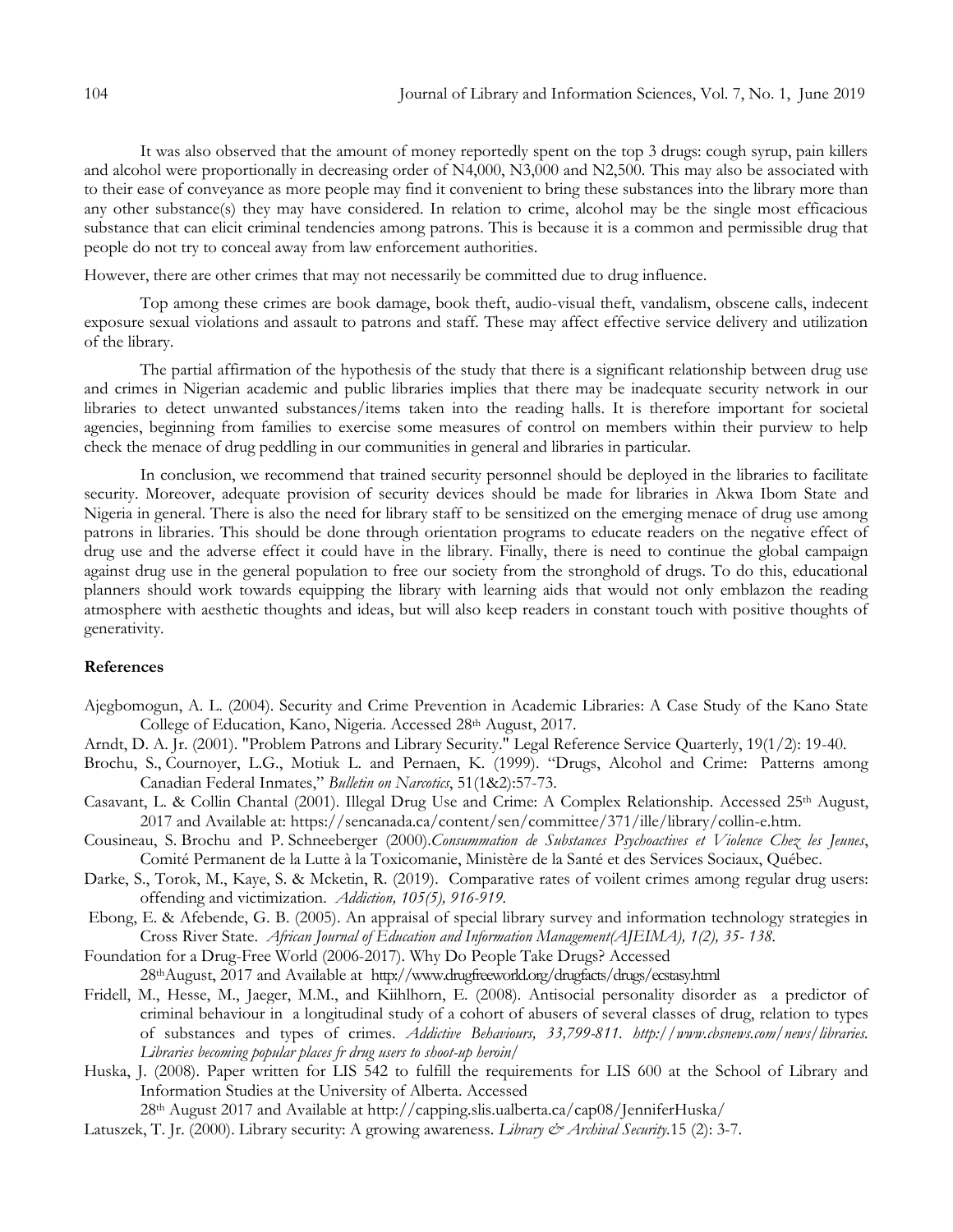It was also observed that the amount of money reportedly spent on the top 3 drugs: cough syrup, pain killers and alcohol were proportionally in decreasing order of N4,000, N3,000 and N2,500. This may also be associated with to their ease of conveyance as more people may find it convenient to bring these substances into the library more than any other substance(s) they may have considered. In relation to crime, alcohol may be the single most efficacious substance that can elicit criminal tendencies among patrons. This is because it is a common and permissible drug that people do not try to conceal away from law enforcement authorities.

However, there are other crimes that may not necessarily be committed due to drug influence.

Top among these crimes are book damage, book theft, audio-visual theft, vandalism, obscene calls, indecent exposure sexual violations and assault to patrons and staff. These may affect effective service delivery and utilization of the library.

The partial affirmation of the hypothesis of the study that there is a significant relationship between drug use and crimes in Nigerian academic and public libraries implies that there may be inadequate security network in our libraries to detect unwanted substances/items taken into the reading halls. It is therefore important for societal agencies, beginning from families to exercise some measures of control on members within their purview to help check the menace of drug peddling in our communities in general and libraries in particular.

In conclusion, we recommend that trained security personnel should be deployed in the libraries to facilitate security. Moreover, adequate provision of security devices should be made for libraries in Akwa Ibom State and Nigeria in general. There is also the need for library staff to be sensitized on the emerging menace of drug use among patrons in libraries. This should be done through orientation programs to educate readers on the negative effect of drug use and the adverse effect it could have in the library. Finally, there is need to continue the global campaign against drug use in the general population to free our society from the stronghold of drugs. To do this, educational planners should work towards equipping the library with learning aids that would not only emblazon the reading atmosphere with aesthetic thoughts and ideas, but will also keep readers in constant touch with positive thoughts of generativity.

## References

Ajegbomogun, A. L. (2004). Security and Crime Prevention in Academic Libraries: A Case Study of the Kano State College of Education, Kano, Nigeria. Accessed 28th August, 2017.

Arndt, D. A. Jr. (2001). "Problem Patrons and Library Security." Legal Reference Service Quarterly, 19(1/2): 19-40.

Brochu, S., Cournoyer, L.G., Motiuk L. and Pernaen, K. (1999). "Drugs, Alcohol and Crime: Patterns among Canadian Federal Inmates," *Bulletin on Narcotics*, 51(1&2):57-73.

Casavant, L. & Collin Chantal (2001). Illegal Drug Use and Crime: A Complex Relationship. Accessed 25th August, 2017 and Available at: https://sencanada.ca/content/sen/committee/371/ille/library/collin-e.htm.

Cousineau, S. Brochu and P. Schneeberger (2000).*Consummation de Substances Psychoactives et Violence Chez les Jeunes*, Comité Permanent de la Lutte à la Toxicomanie, Ministère de la Santé et des Services Sociaux, Québec.

Darke, S., Torok, M., Kaye, S. & Mcketin, R. (2019). Comparative rates of voilent crimes among regular drug users: offending and victimization. *Addiction, 105(5), 916-919.*

Ebong, E. & Afebende, G. B. (2005). An appraisal of special library survey and information technology strategies in Cross River State. *African Journal of Education and Information Management(AJEIMA), 1(2), 35- 138.*

Foundation for a Drug-Free World (2006-2017). Why Do People Take Drugs? Accessed 28thAugust, 2017 and Available at http://www.drugfreeworld.org/drugfacts/drugs/ecstasy.html

Fridell, M., Hesse, M., Jaeger, M.M., and Kiihlhorn, E. (2008). Antisocial personality disorder as a predictor of criminal behaviour in a longitudinal study of a cohort of abusers of several classes of drug, relation to types of substances and types of crimes. *Addictive Behaviours, 33,799-811. http://www.cbsnews.com/news/libraries. Libraries becoming popular places fr drug users to shoot-up heroin/*

Huska, J. (2008). Paper written for LIS 542 to fulfill the requirements for LIS 600 at the School of Library and Information Studies at the University of Alberta. Accessed 28th August 2017 and Available at http://capping.slis.ualberta.ca/cap08/JenniferHuska/

Latuszek, T. Jr. (2000). Library security: A growing awareness. *Library & Archival Security.*15 (2): 3-7.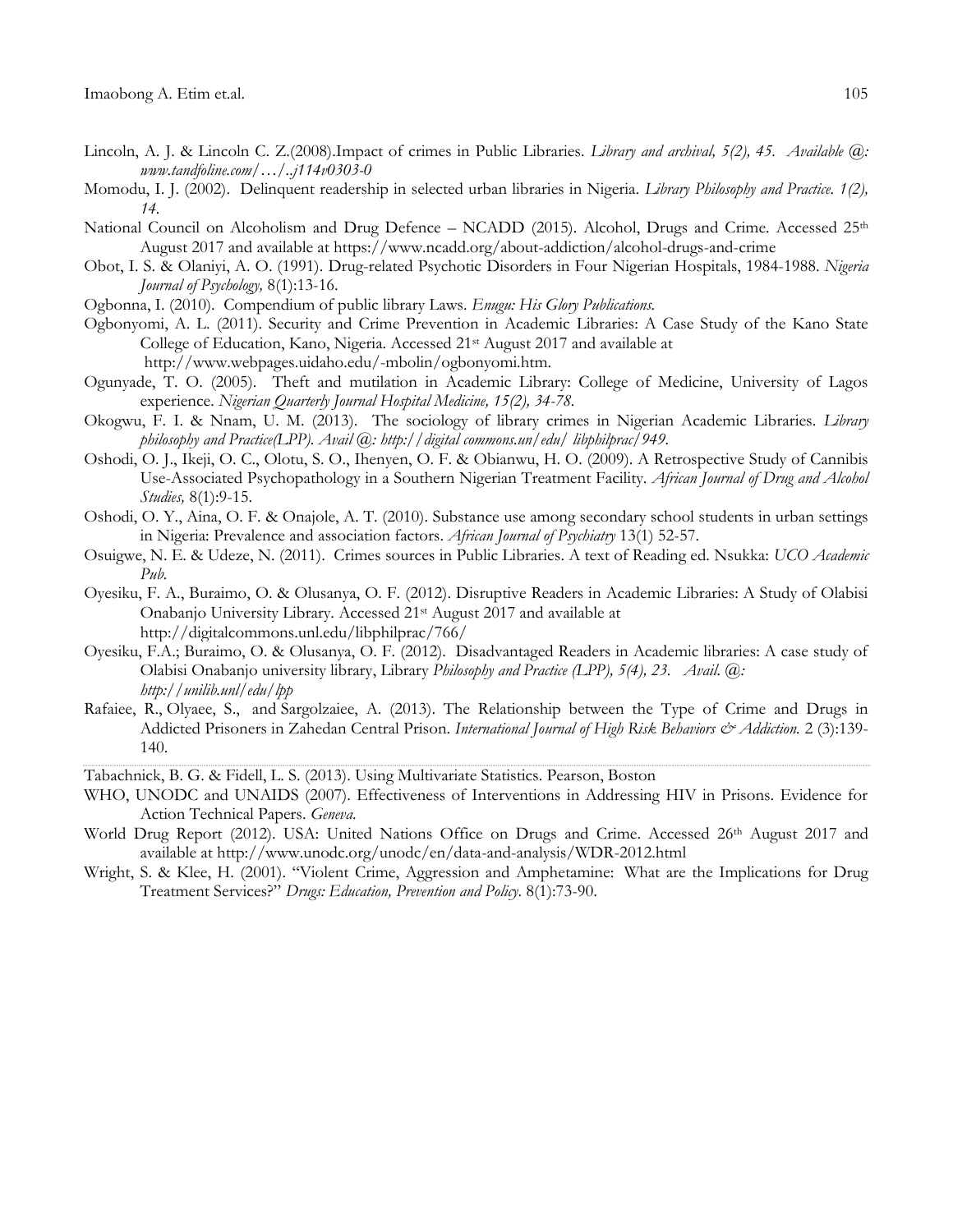Lincoln, A. J. & Lincoln C. Z.(2008).Impact of crimes in Public Libraries. *Library and archival, 5(2), 45. Available @: www.tandfoline.com/…/..j114v0303-0*

Momodu, I. J. (2002). Delinquent readership in selected urban libraries in Nigeria. *Library Philosophy and Practice. 1(2), 14.*

National Council on Alcoholism and Drug Defence – NCADD (2015). Alcohol, Drugs and Crime. Accessed 25th August 2017 and available at https://www.ncadd.org/about-addiction/alcohol-drugs-and-crime

Obot, I. S. & Olaniyi, A. O. (1991). Drug-related Psychotic Disorders in Four Nigerian Hospitals, 1984-1988. *Nigeria Journal of Psychology,* 8(1):13-16.

Ogbonna, I. (2010). Compendium of public library Laws. *Enugu: His Glory Publications.*

Ogbonyomi, A. L. (2011). Security and Crime Prevention in Academic Libraries: A Case Study of the Kano State College of Education, Kano, Nigeria. Accessed 21st August 2017 and available at http://www.webpages.uidaho.edu/-mbolin/ogbonyomi.htm.

Ogunyade, T. O. (2005). Theft and mutilation in Academic Library: College of Medicine, University of Lagos experience. *Nigerian Quarterly Journal Hospital Medicine, 15(2), 34-78.*

Okogwu, F. I. & Nnam, U. M. (2013). The sociology of library crimes in Nigerian Academic Libraries. *Library philosophy and Practice(LPP). Avail @: http://digital commons.un/edu/ libphilprac/949.*

Oshodi, O. J., Ikeji, O. C., Olotu, S. O., Ihenyen, O. F. & Obianwu, H. O. (2009). A Retrospective Study of Cannibis Use-Associated Psychopathology in a Southern Nigerian Treatment Facility. *African Journal of Drug and Alcohol Studies,* 8(1):9-15.

Oshodi, O. Y., Aina, O. F. & Onajole, A. T. (2010). Substance use among secondary school students in urban settings in Nigeria: Prevalence and association factors. *African Journal of Psychiatry* 13(1) 52-57.

Osuigwe, N. E. & Udeze, N. (2011). Crimes sources in Public Libraries. A text of Reading ed. Nsukka: *UCO Academic Pub.*

Oyesiku, F. A., Buraimo, O. & Olusanya, O. F. (2012). Disruptive Readers in Academic Libraries: A Study of Olabisi Onabanjo University Library. Accessed 21st August 2017 and available at http://digitalcommons.unl.edu/libphilprac/766/

Oyesiku, F.A.; Buraimo, O. & Olusanya, O. F. (2012). Disadvantaged Readers in Academic libraries: A case study of Olabisi Onabanjo university library, Library *Philosophy and Practice (LPP), 5(4), 23. Avail. @: http://unilib.unl/edu/lpp*

Rafaiee, R., Olyaee, S., and Sargolzaiee, A. (2013). The Relationship between the Type of Crime and Drugs in Addicted Prisoners in Zahedan Central Prison. *International Journal of High Risk Behaviors & Addiction.* 2 (3):139-140.

Tabachnick, B. G. & Fidell, L. S. (2013). Using Multivariate Statistics. Pearson, Boston

WHO, UNODC and UNAIDS (2007). Effectiveness of Interventions in Addressing HIV in Prisons. Evidence for Action Technical Papers. *Geneva.*

World Drug Report (2012). USA: United Nations Office on Drugs and Crime. Accessed 26th August 2017 and available at http://www.unodc.org/unodc/en/data-and-analysis/WDR-2012.html

Wright, S. & Klee, H. (2001). "Violent Crime, Aggression and Amphetamine: What are the Implications for Drug Treatment Services?" *Drugs: Education, Prevention and Policy.* 8(1):73-90.